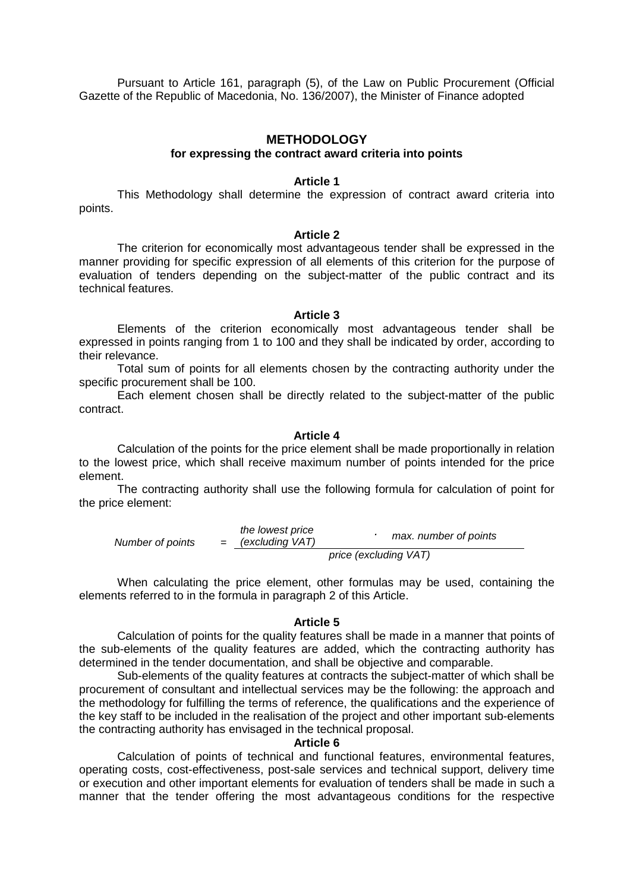Pursuant to Article 161, paragraph (5), of the Law on Public Procurement (Official Gazette of the Republic of Macedonia, No. 136/2007), the Minister of Finance adopted

# METHODOLOGY
## for expressing the contract award criteria into points

### Article 1

This Methodology shall determine the expression of contract award criteria into points.

### Article 2

The criterion for economically most advantageous tender shall be expressed in the manner providing for specific expression of all elements of this criterion for the purpose of evaluation of tenders depending on the subject-matter of the public contract and its technical features.

### Article 3

Elements of the criterion economically most advantageous tender shall be expressed in points ranging from 1 to 100 and they shall be indicated by order, according to their relevance.

Total sum of points for all elements chosen by the contracting authority under the specific procurement shall be 100.

Each element chosen shall be directly related to the subject-matter of the public contract.

### Article 4

Calculation of the points for the price element shall be made proportionally in relation to the lowest price, which shall receive maximum number of points intended for the price element.

The contracting authority shall use the following formula for calculation of point for the price element:

$$\textit{Number of points} = \frac{\textit{the lowest price (excluding VAT)} \cdot \textit{max. number of points}}{\textit{price (excluding VAT)}}$$

When calculating the price element, other formulas may be used, containing the elements referred to in the formula in paragraph 2 of this Article.

### Article 5

Calculation of points for the quality features shall be made in a manner that points of the sub-elements of the quality features are added, which the contracting authority has determined in the tender documentation, and shall be objective and comparable.

Sub-elements of the quality features at contracts the subject-matter of which shall be procurement of consultant and intellectual services may be the following: the approach and the methodology for fulfilling the terms of reference, the qualifications and the experience of the key staff to be included in the realisation of the project and other important sub-elements the contracting authority has envisaged in the technical proposal.

### Article 6

Calculation of points of technical and functional features, environmental features, operating costs, cost-effectiveness, post-sale services and technical support, delivery time or execution and other important elements for evaluation of tenders shall be made in such a manner that the tender offering the most advantageous conditions for the respective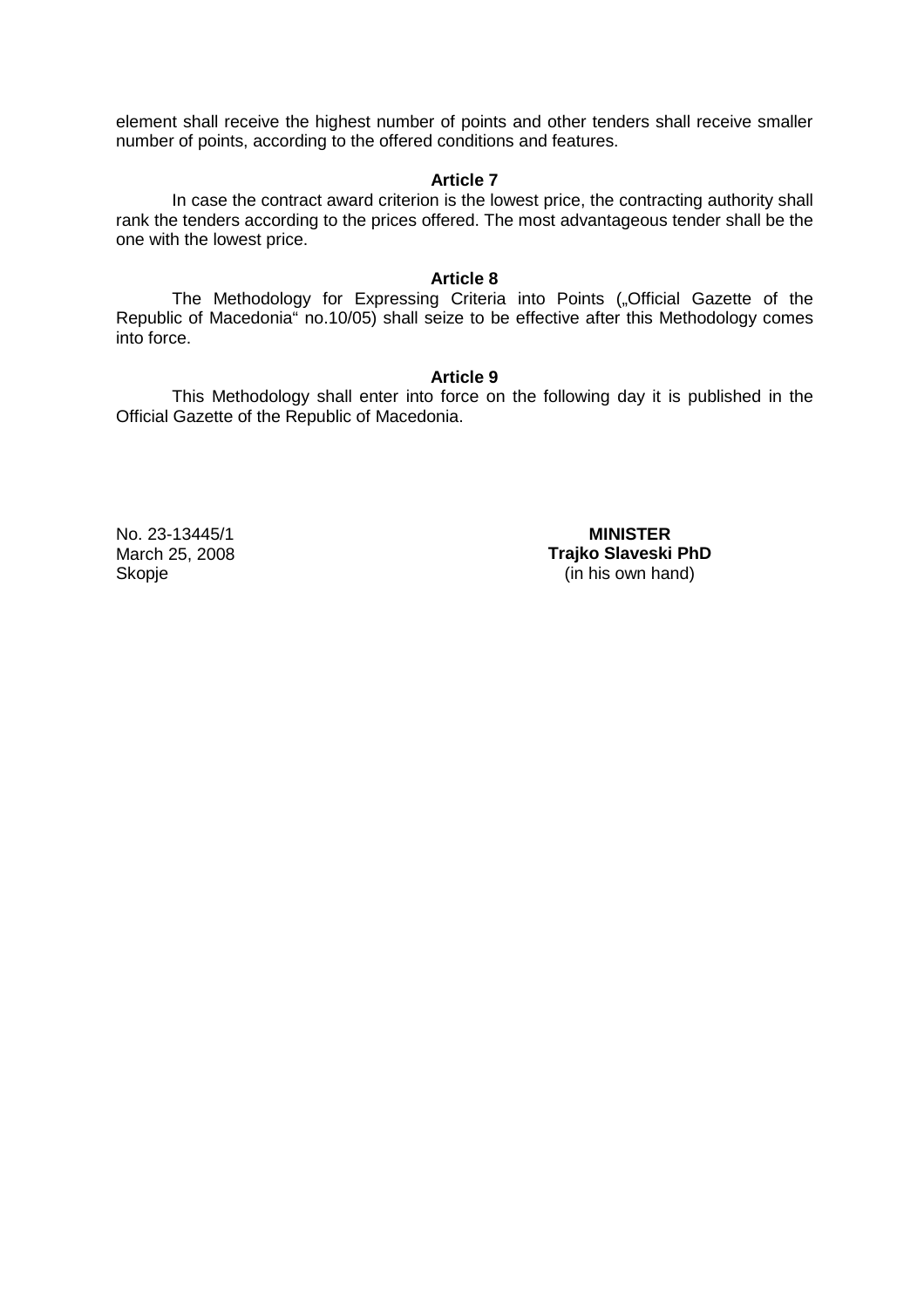element shall receive the highest number of points and other tenders shall receive smaller number of points, according to the offered conditions and features.

**Article 7**

In case the contract award criterion is the lowest price, the contracting authority shall rank the tenders according to the prices offered. The most advantageous tender shall be the one with the lowest price.

**Article 8**

The Methodology for Expressing Criteria into Points („Official Gazette of the Republic of Macedonia“ no.10/05) shall seize to be effective after this Methodology comes into force.

**Article 9**

This Methodology shall enter into force on the following day it is published in the Official Gazette of the Republic of Macedonia.

No. 23-13445/1
March 25, 2008
Skopje

**MINISTER**
**Trajko Slaveski PhD**
(in his own hand)